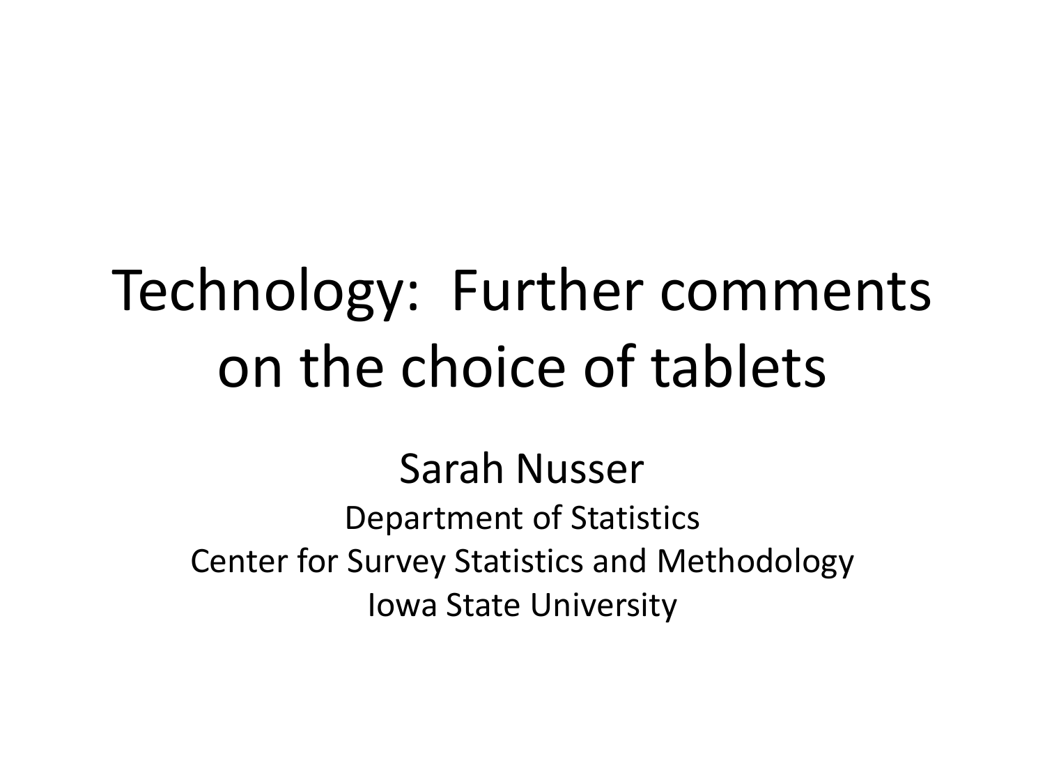# Technology: Further comments on the choice of tablets

Sarah Nusser

Department of Statistics

Center for Survey Statistics and Methodology

Iowa State University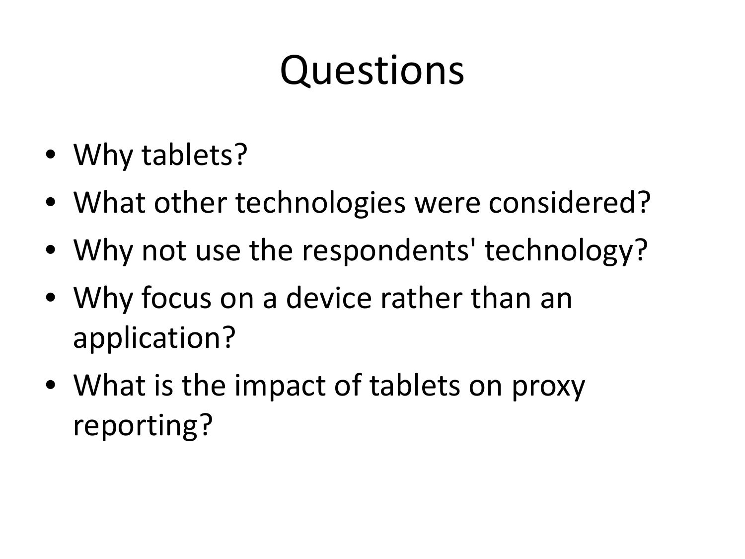# Questions

- Why tablets?
- What other technologies were considered?
- Why not use the respondents' technology?
- Why focus on a device rather than an application?
- What is the impact of tablets on proxy reporting?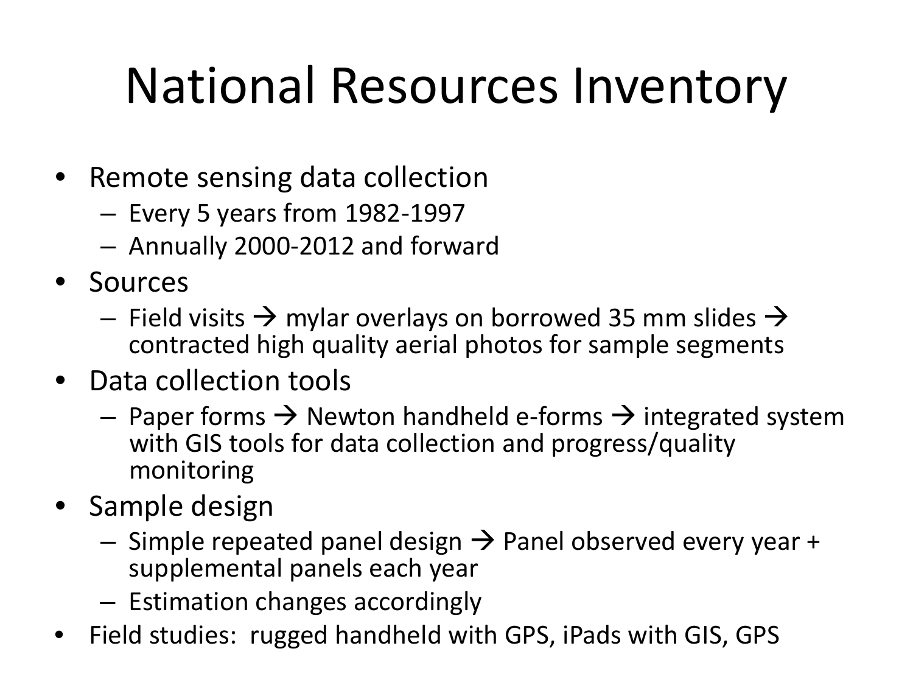# National Resources Inventory

- Remote sensing data collection
  - Every 5 years from 1982-1997
  - Annually 2000-2012 and forward
- Sources
  - Field visits → mylar overlays on borrowed 35 mm slides → contracted high quality aerial photos for sample segments
- Data collection tools
  - Paper forms → Newton handheld e-forms → integrated system with GIS tools for data collection and progress/quality monitoring
- Sample design
  - Simple repeated panel design → Panel observed every year + supplemental panels each year
  - Estimation changes accordingly
- Field studies: rugged handheld with GPS, iPads with GIS, GPS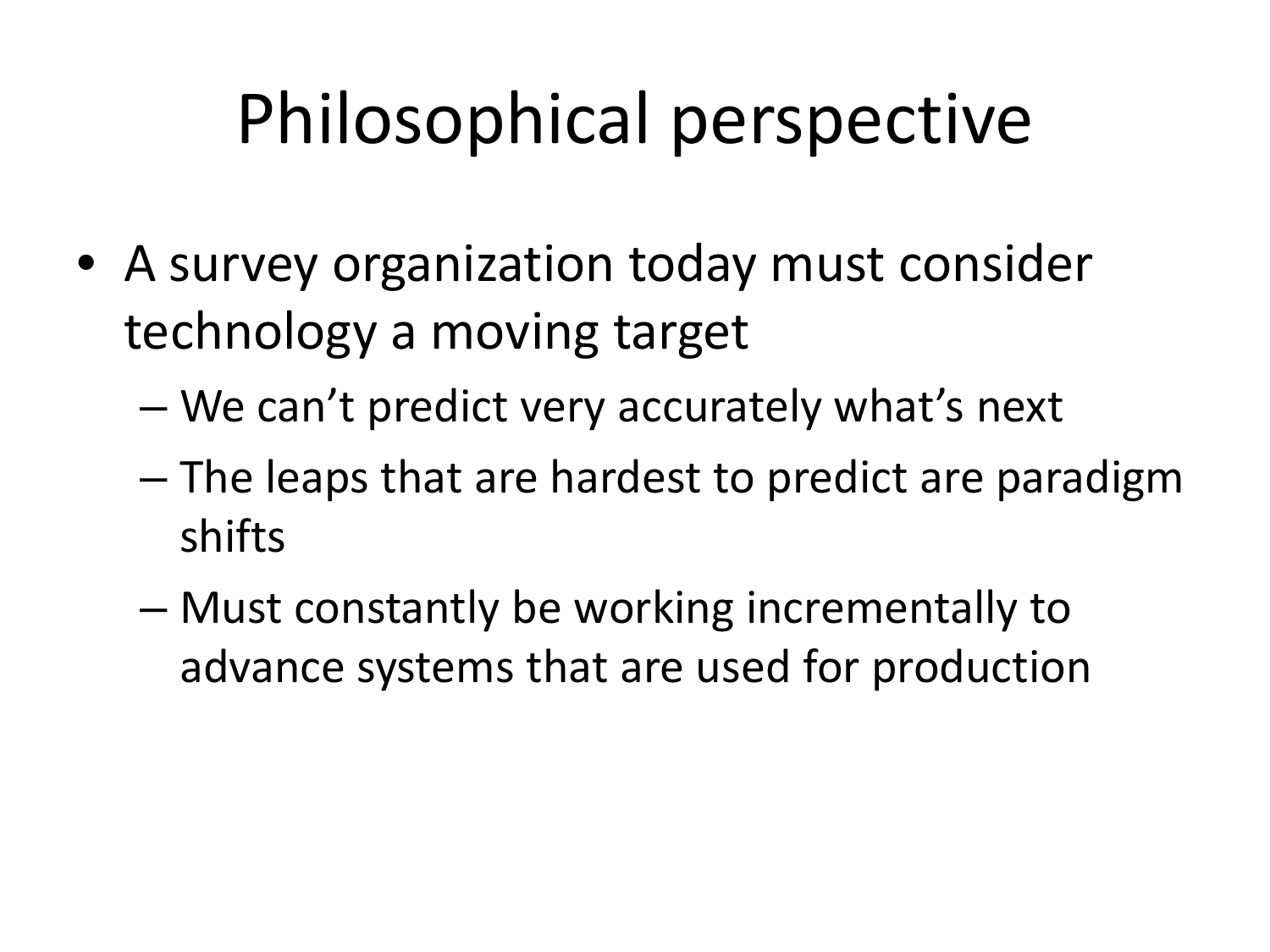# Philosophical perspective

- A survey organization today must consider technology a moving target
  - We can't predict very accurately what's next
  - The leaps that are hardest to predict are paradigm shifts
  - Must constantly be working incrementally to advance systems that are used for production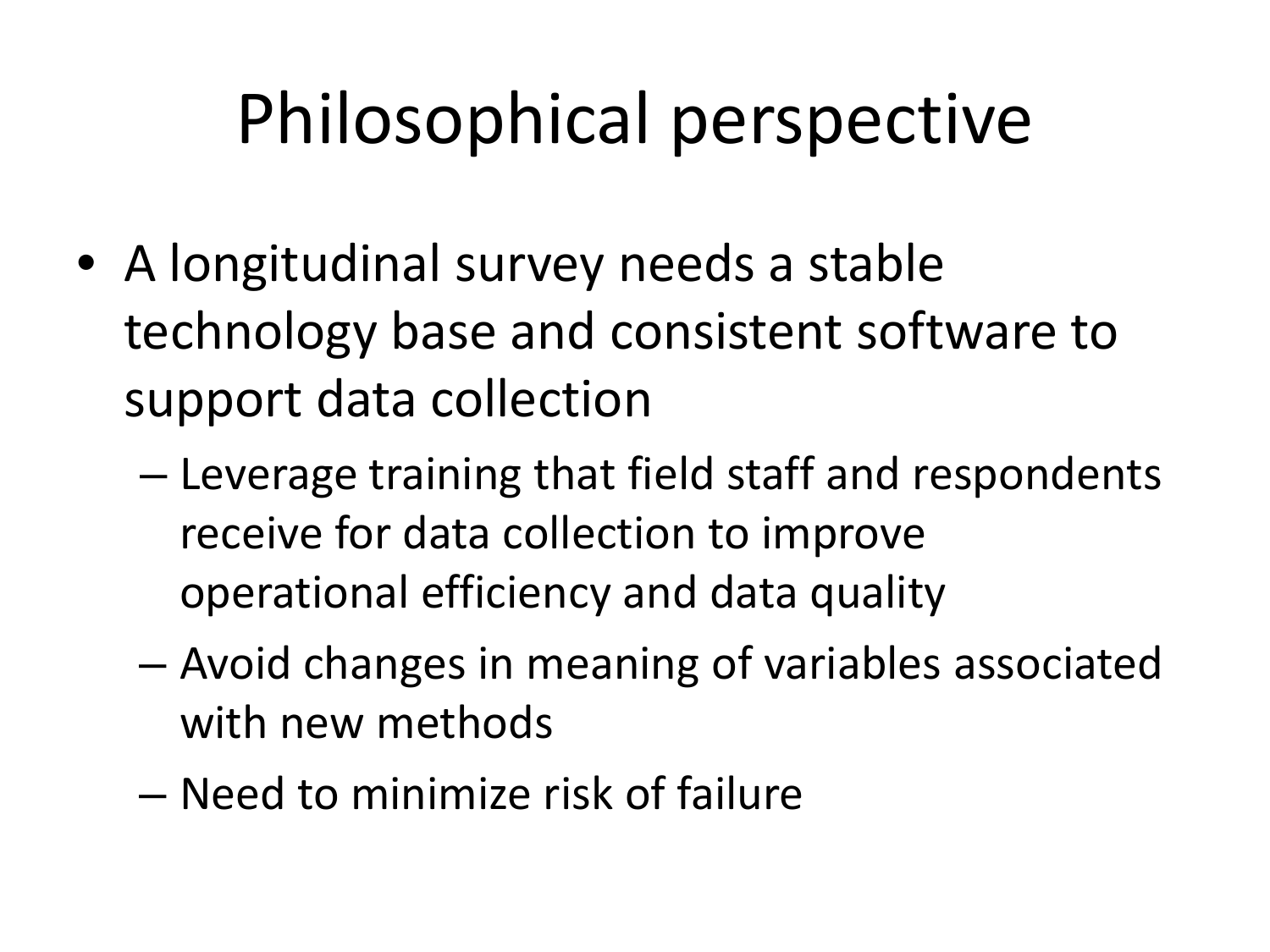# Philosophical perspective

- A longitudinal survey needs a stable technology base and consistent software to support data collection
  - Leverage training that field staff and respondents receive for data collection to improve operational efficiency and data quality
  - Avoid changes in meaning of variables associated with new methods
  - Need to minimize risk of failure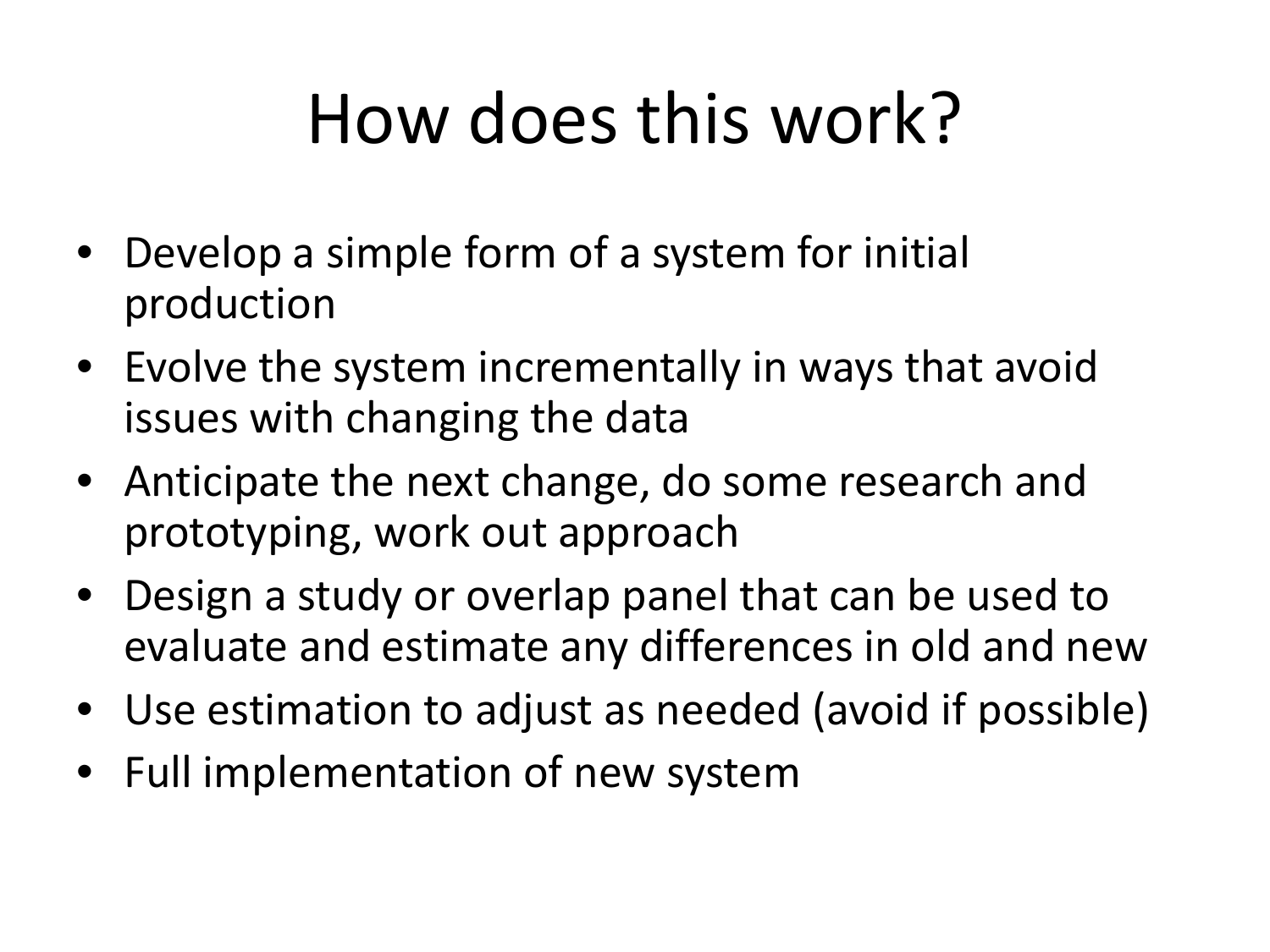# How does this work?

- Develop a simple form of a system for initial production
- Evolve the system incrementally in ways that avoid issues with changing the data
- Anticipate the next change, do some research and prototyping, work out approach
- Design a study or overlap panel that can be used to evaluate and estimate any differences in old and new
- Use estimation to adjust as needed (avoid if possible)
- Full implementation of new system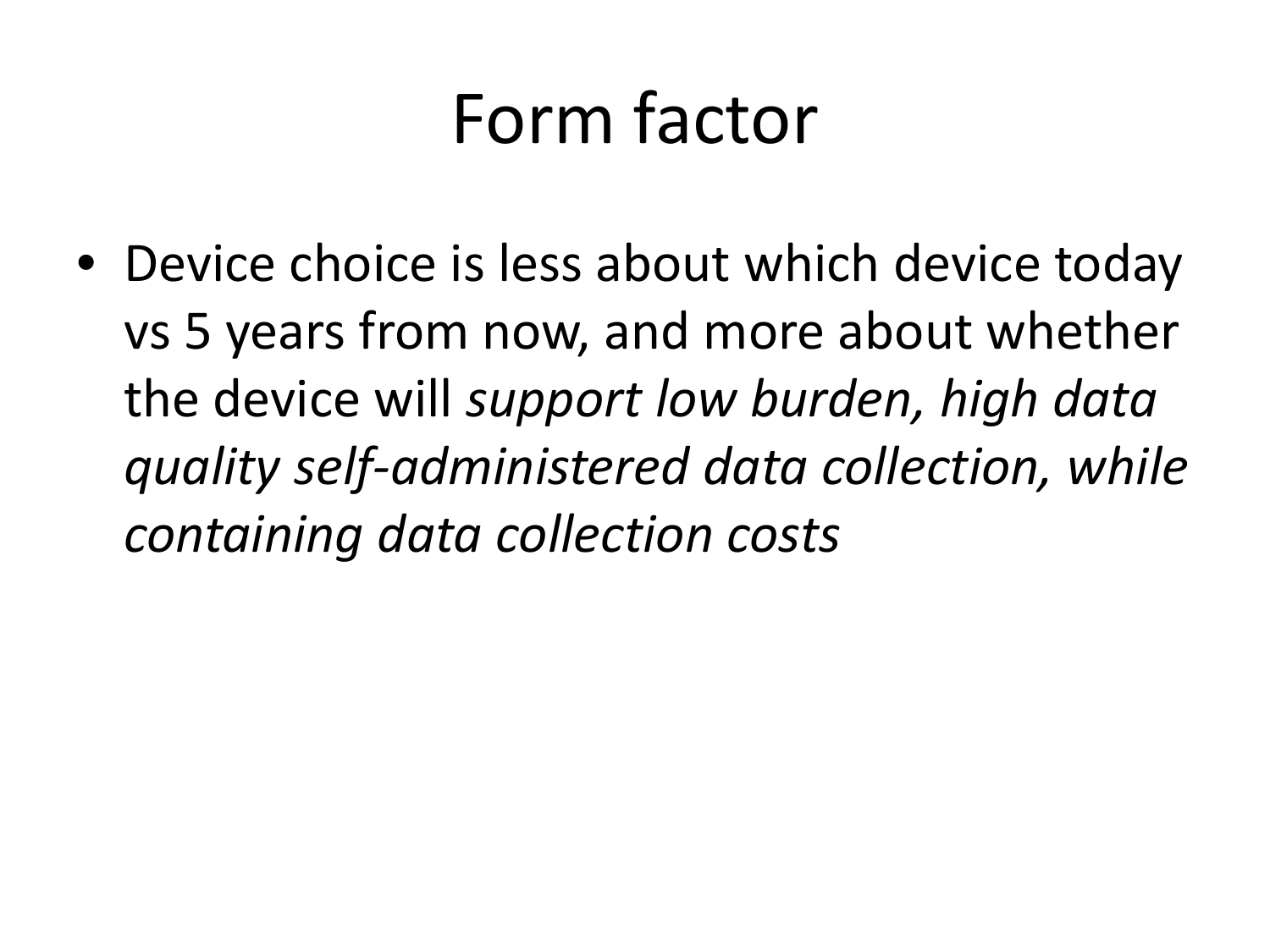# Form factor

- Device choice is less about which device today vs 5 years from now, and more about whether the device will *support low burden, high data quality self-administered data collection, while containing data collection costs*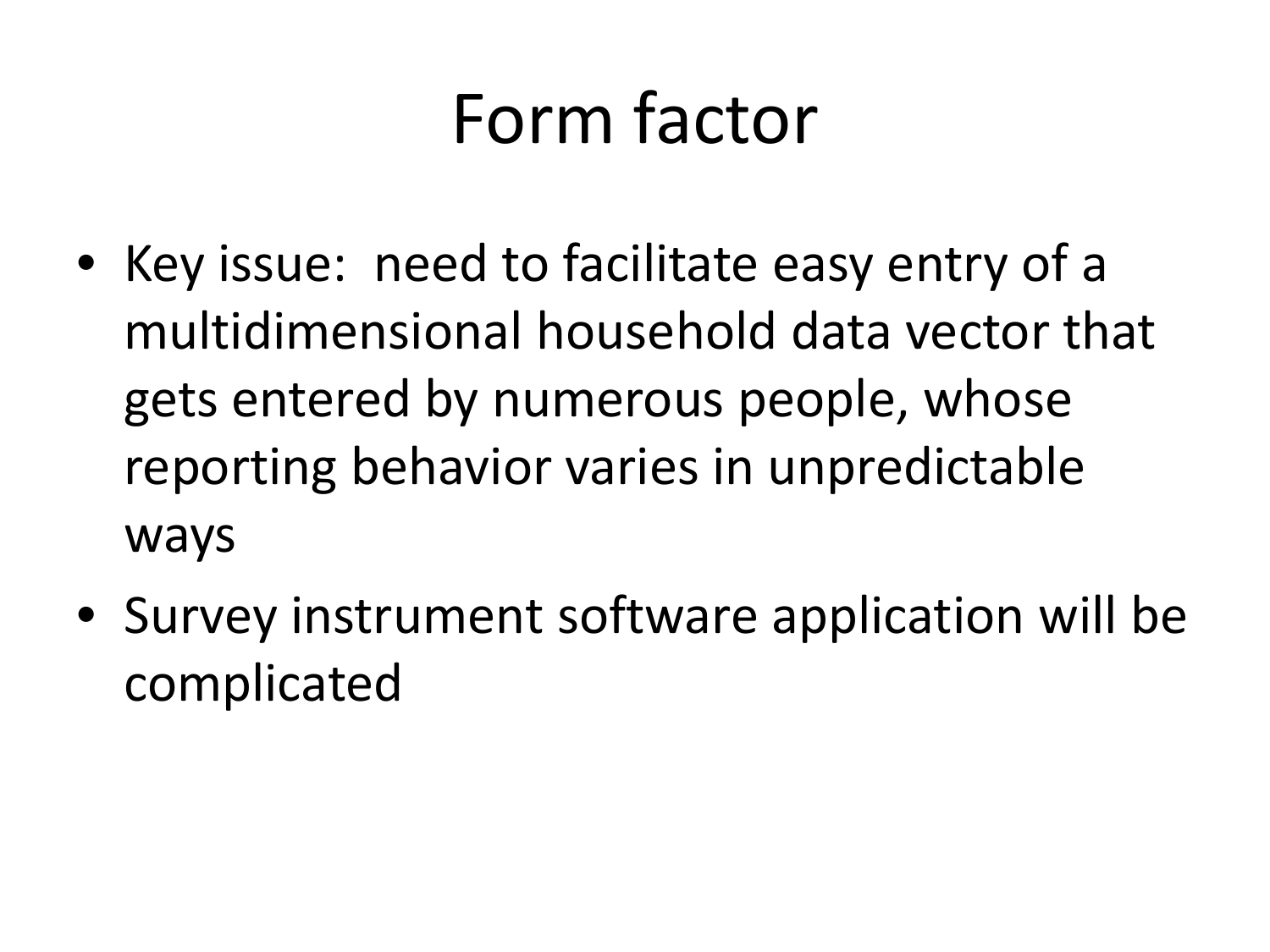# Form factor

- Key issue: need to facilitate easy entry of a multidimensional household data vector that gets entered by numerous people, whose reporting behavior varies in unpredictable ways
- Survey instrument software application will be complicated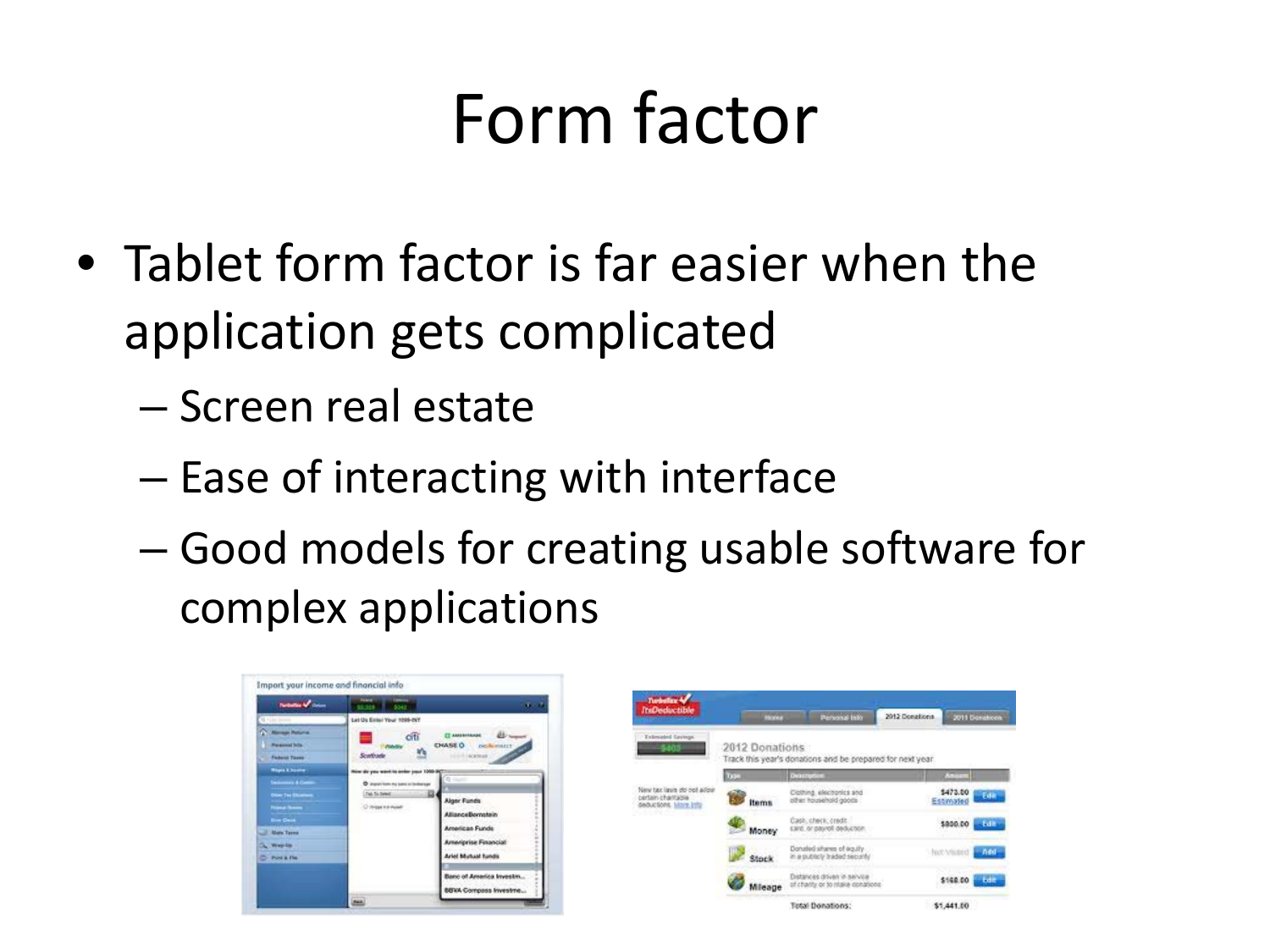# Form factor

- Tablet form factor is far easier when the application gets complicated
  - Screen real estate
  - Ease of interacting with interface
  - Good models for creating usable software for complex applications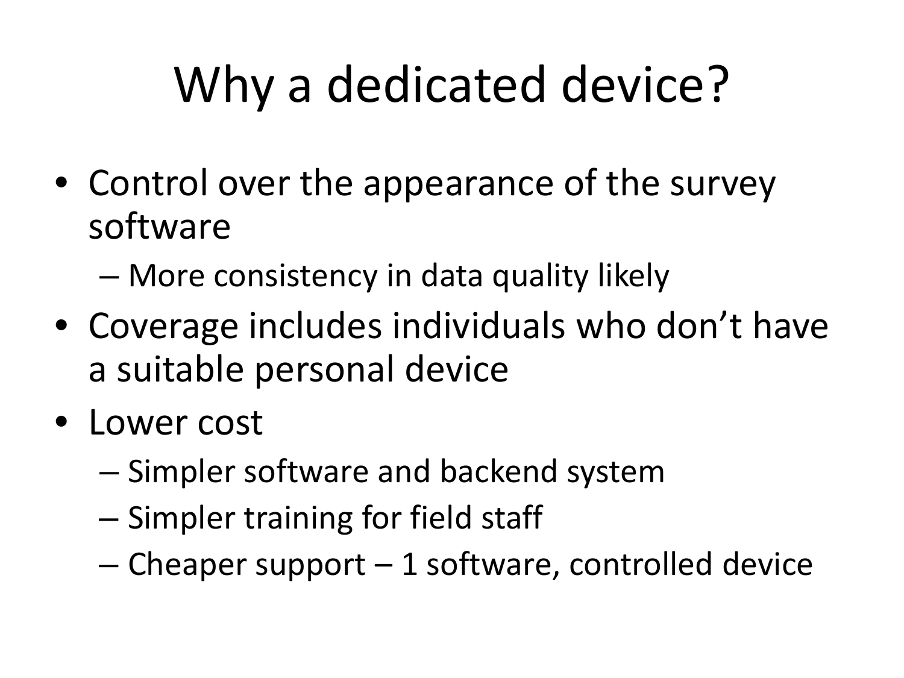# Why a dedicated device?

- Control over the appearance of the survey software
  - More consistency in data quality likely
- Coverage includes individuals who don't have a suitable personal device
- Lower cost
  - Simpler software and backend system
  - Simpler training for field staff
  - Cheaper support – 1 software, controlled device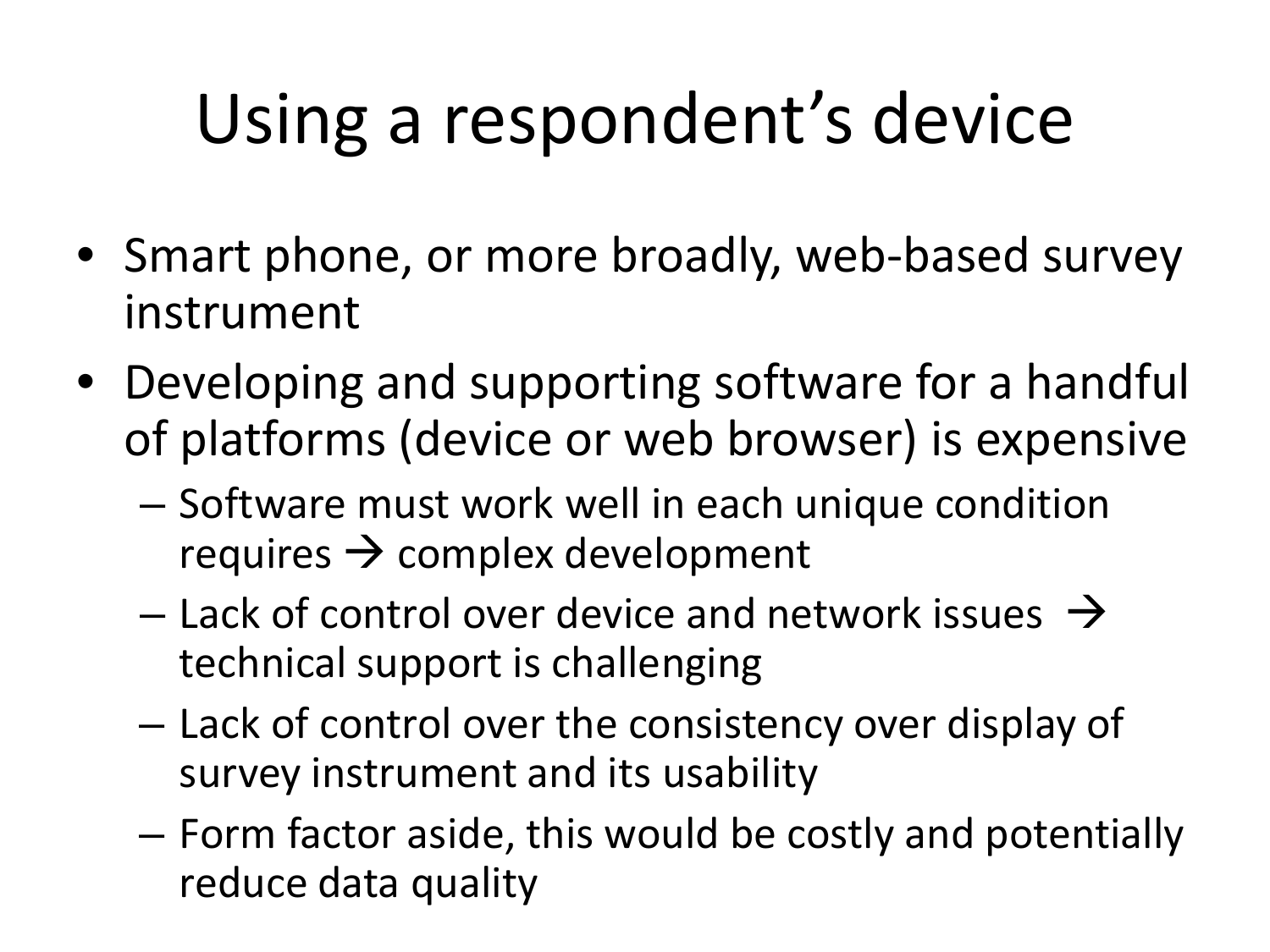# Using a respondent's device

- Smart phone, or more broadly, web-based survey instrument
- Developing and supporting software for a handful of platforms (device or web browser) is expensive
  - Software must work well in each unique condition requires → complex development
  - Lack of control over device and network issues → technical support is challenging
  - Lack of control over the consistency over display of survey instrument and its usability
  - Form factor aside, this would be costly and potentially reduce data quality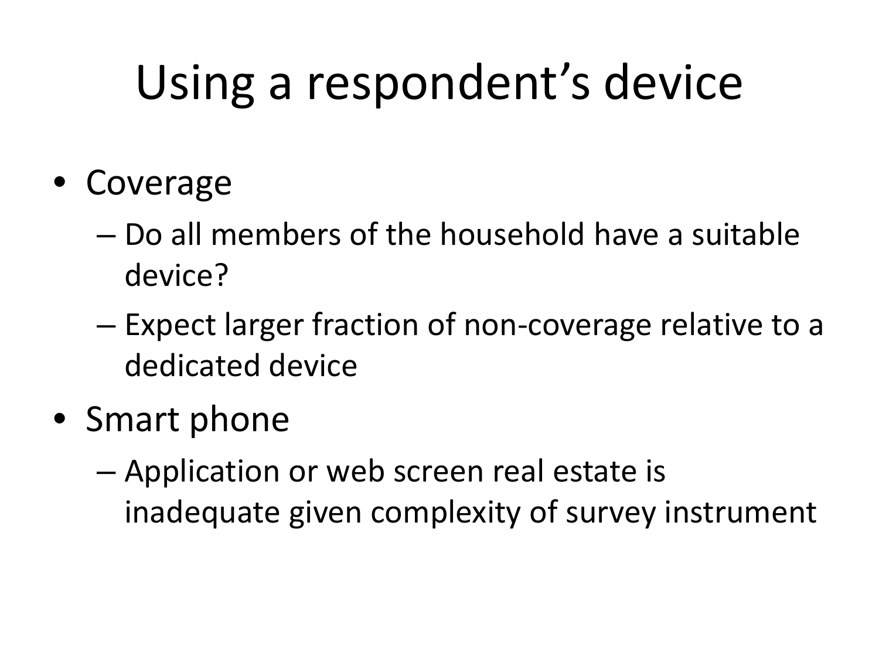# Using a respondent's device

- Coverage
  - Do all members of the household have a suitable device?
  - Expect larger fraction of non-coverage relative to a dedicated device
- Smart phone
  - Application or web screen real estate is inadequate given complexity of survey instrument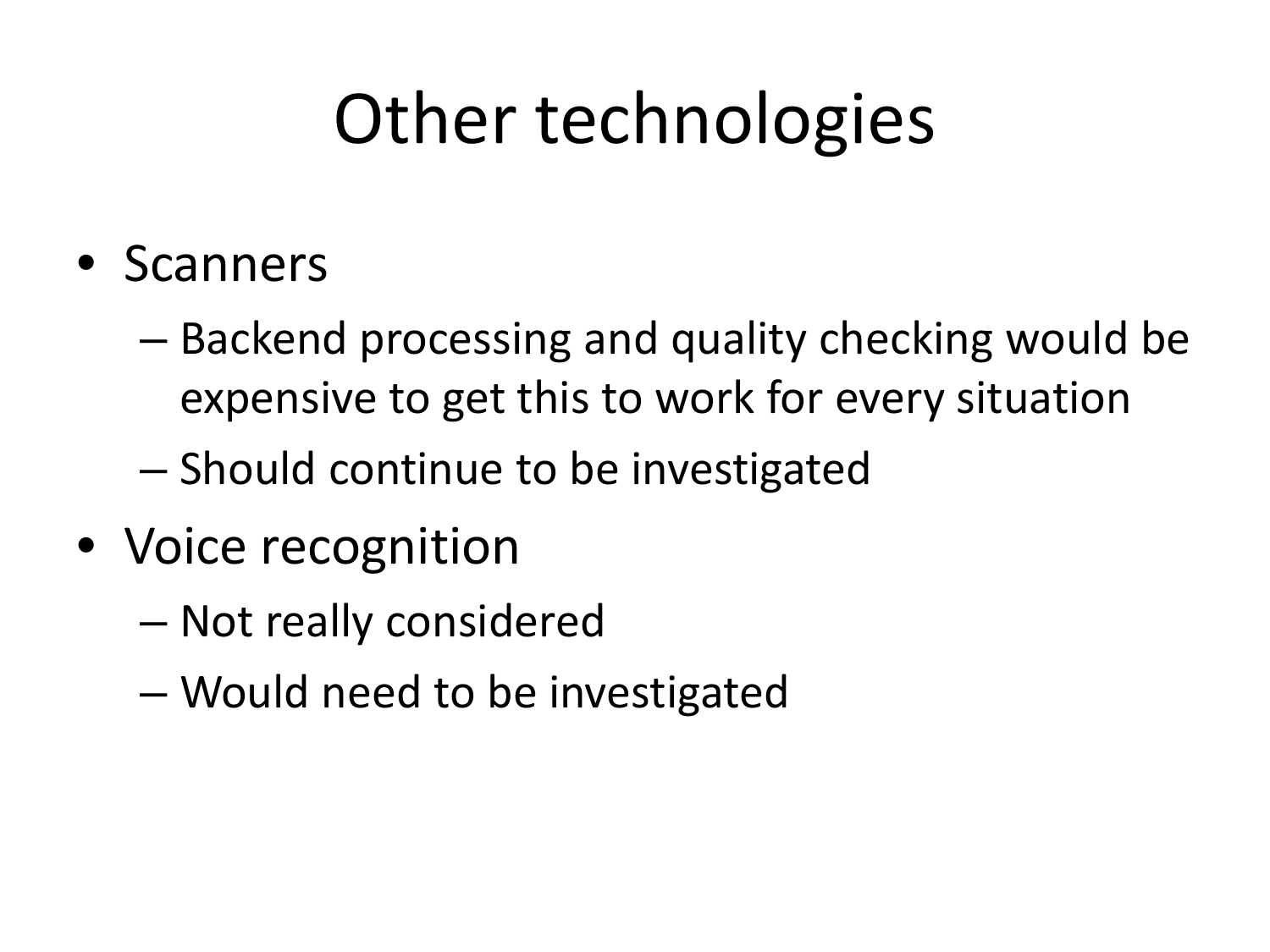# Other technologies

- Scanners
  - Backend processing and quality checking would be expensive to get this to work for every situation
  - Should continue to be investigated
- Voice recognition
  - Not really considered
  - Would need to be investigated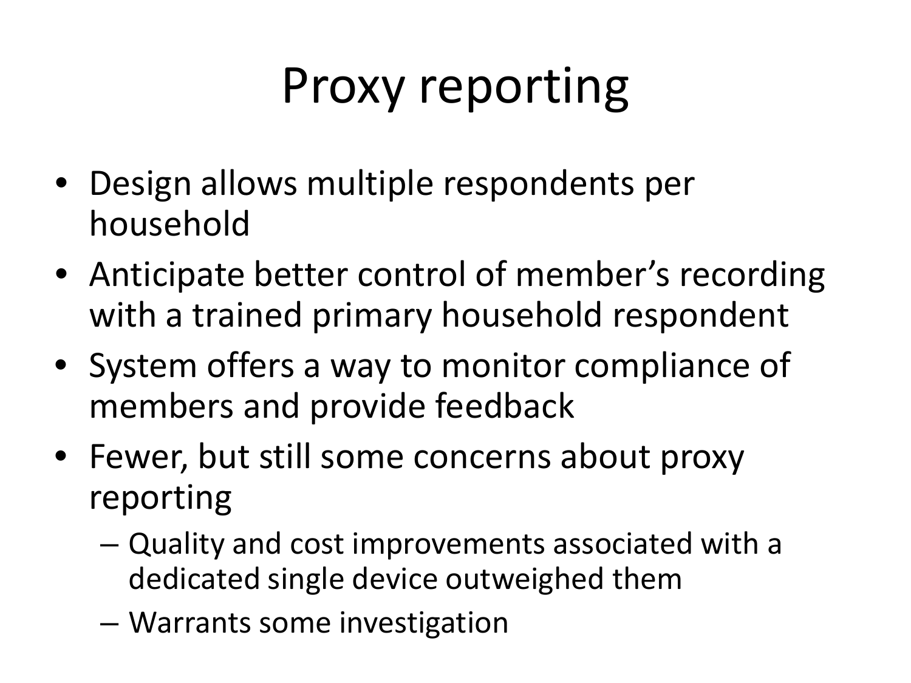# Proxy reporting

- Design allows multiple respondents per household
- Anticipate better control of member's recording with a trained primary household respondent
- System offers a way to monitor compliance of members and provide feedback
- Fewer, but still some concerns about proxy reporting
  - Quality and cost improvements associated with a dedicated single device outweighed them
  - Warrants some investigation